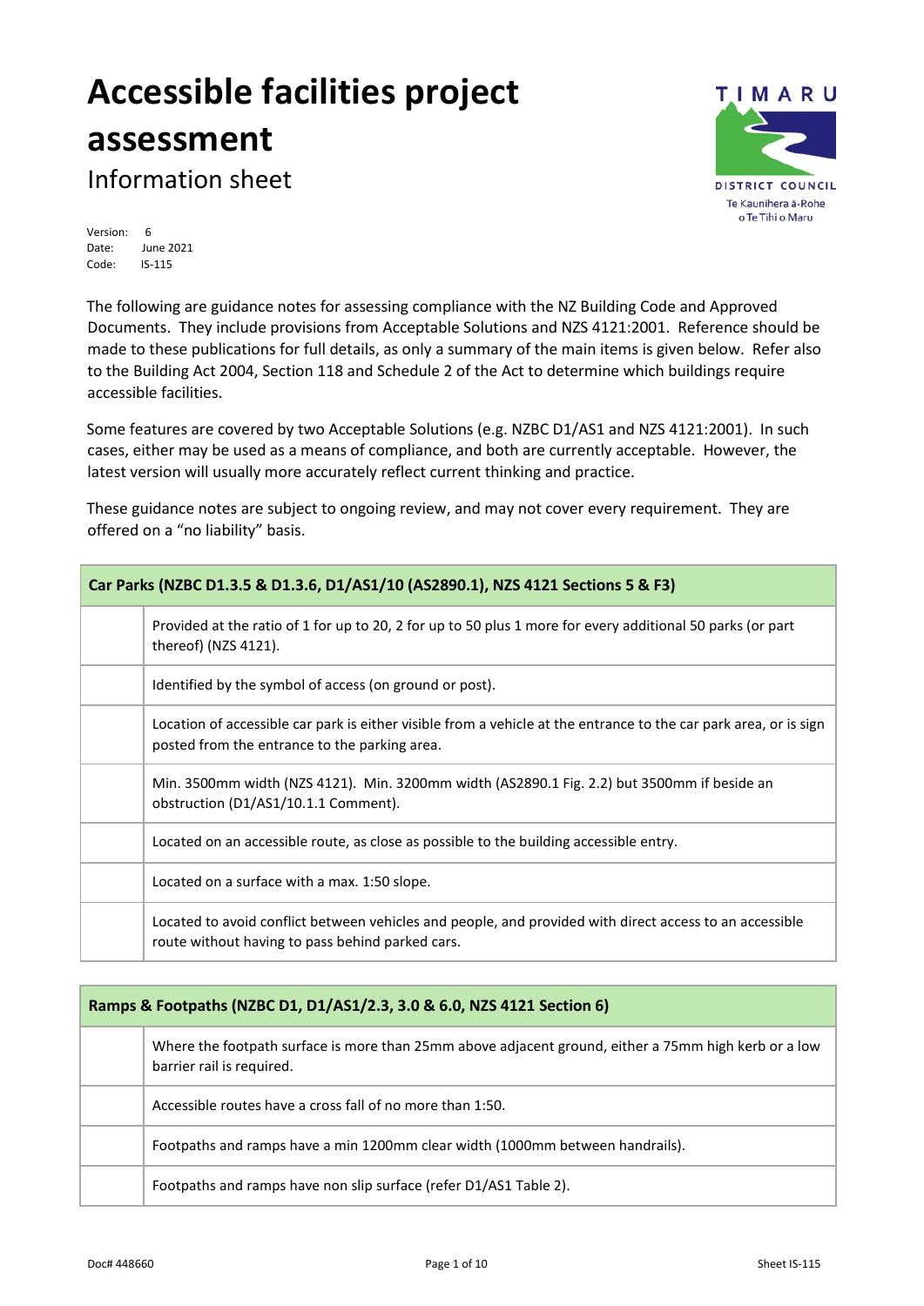# Accessible facilities project assessment

Information sheet

Version: 6
Date: June 2021
Code: IS-115

The following are guidance notes for assessing compliance with the NZ Building Code and Approved Documents. They include provisions from Acceptable Solutions and NZS 4121:2001. Reference should be made to these publications for full details, as only a summary of the main items is given below. Refer also to the Building Act 2004, Section 118 and Schedule 2 of the Act to determine which buildings require accessible facilities.

Some features are covered by two Acceptable Solutions (e.g. NZBC D1/AS1 and NZS 4121:2001). In such cases, either may be used as a means of compliance, and both are currently acceptable. However, the latest version will usually more accurately reflect current thinking and practice.

These guidance notes are subject to ongoing review, and may not cover every requirement. They are offered on a "no liability" basis.

| **Car Parks (NZBC D1.3.5 & D1.3.6, D1/AS1/10 (AS2890.1), NZS 4121 Sections 5 & F3)** | |
|---|---|
| | Provided at the ratio of 1 for up to 20, 2 for up to 50 plus 1 more for every additional 50 parks (or part thereof) (NZS 4121). |
| | Identified by the symbol of access (on ground or post). |
| | Location of accessible car park is either visible from a vehicle at the entrance to the car park area, or is sign posted from the entrance to the parking area. |
| | Min. 3500mm width (NZS 4121). Min. 3200mm width (AS2890.1 Fig. 2.2) but 3500mm if beside an obstruction (D1/AS1/10.1.1 Comment). |
| | Located on an accessible route, as close as possible to the building accessible entry. |
| | Located on a surface with a max. 1:50 slope. |
| | Located to avoid conflict between vehicles and people, and provided with direct access to an accessible route without having to pass behind parked cars. |

| **Ramps & Footpaths (NZBC D1, D1/AS1/2.3, 3.0 & 6.0, NZS 4121 Section 6)** | |
|---|---|
| | Where the footpath surface is more than 25mm above adjacent ground, either a 75mm high kerb or a low barrier rail is required. |
| | Accessible routes have a cross fall of no more than 1:50. |
| | Footpaths and ramps have a min 1200mm clear width (1000mm between handrails). |
| | Footpaths and ramps have non slip surface (refer D1/AS1 Table 2). |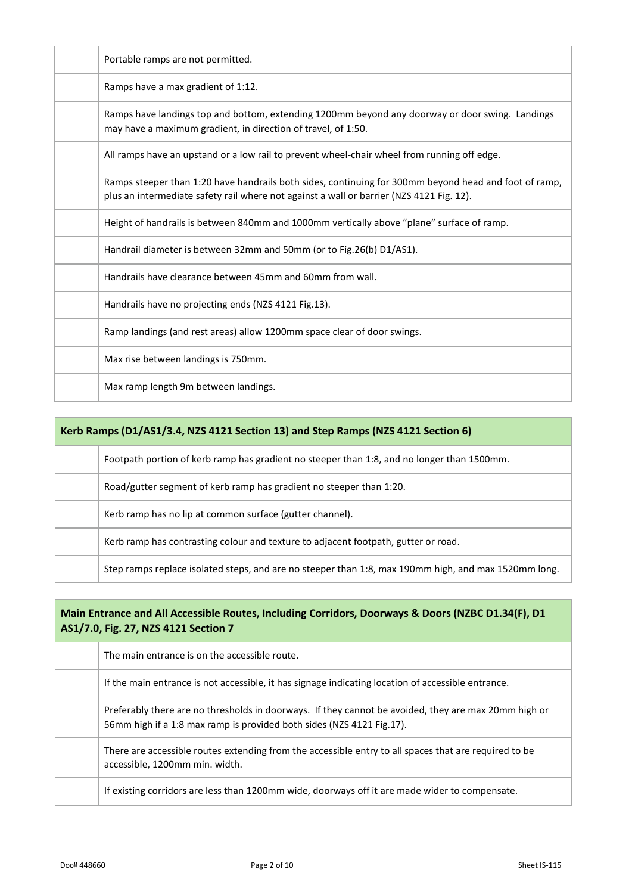| | |
|---|---|
| | Portable ramps are not permitted. |
| | Ramps have a max gradient of 1:12. |
| | Ramps have landings top and bottom, extending 1200mm beyond any doorway or door swing. Landings may have a maximum gradient, in direction of travel, of 1:50. |
| | All ramps have an upstand or a low rail to prevent wheel-chair wheel from running off edge. |
| | Ramps steeper than 1:20 have handrails both sides, continuing for 300mm beyond head and foot of ramp, plus an intermediate safety rail where not against a wall or barrier (NZS 4121 Fig. 12). |
| | Height of handrails is between 840mm and 1000mm vertically above "plane" surface of ramp. |
| | Handrail diameter is between 32mm and 50mm (or to Fig.26(b) D1/AS1). |
| | Handrails have clearance between 45mm and 60mm from wall. |
| | Handrails have no projecting ends (NZS 4121 Fig.13). |
| | Ramp landings (and rest areas) allow 1200mm space clear of door swings. |
| | Max rise between landings is 750mm. |
| | Max ramp length 9m between landings. |

| **Kerb Ramps (D1/AS1/3.4, NZS 4121 Section 13) and Step Ramps (NZS 4121 Section 6)** | |
|---|---|
| | Footpath portion of kerb ramp has gradient no steeper than 1:8, and no longer than 1500mm. |
| | Road/gutter segment of kerb ramp has gradient no steeper than 1:20. |
| | Kerb ramp has no lip at common surface (gutter channel). |
| | Kerb ramp has contrasting colour and texture to adjacent footpath, gutter or road. |
| | Step ramps replace isolated steps, and are no steeper than 1:8, max 190mm high, and max 1520mm long. |

| **Main Entrance and All Accessible Routes, Including Corridors, Doorways & Doors (NZBC D1.34(F), D1 AS1/7.0, Fig. 27, NZS 4121 Section 7** | |
|---|---|
| | The main entrance is on the accessible route. |
| | If the main entrance is not accessible, it has signage indicating location of accessible entrance. |
| | Preferably there are no thresholds in doorways. If they cannot be avoided, they are max 20mm high or 56mm high if a 1:8 max ramp is provided both sides (NZS 4121 Fig.17). |
| | There are accessible routes extending from the accessible entry to all spaces that are required to be accessible, 1200mm min. width. |
| | If existing corridors are less than 1200mm wide, doorways off it are made wider to compensate. |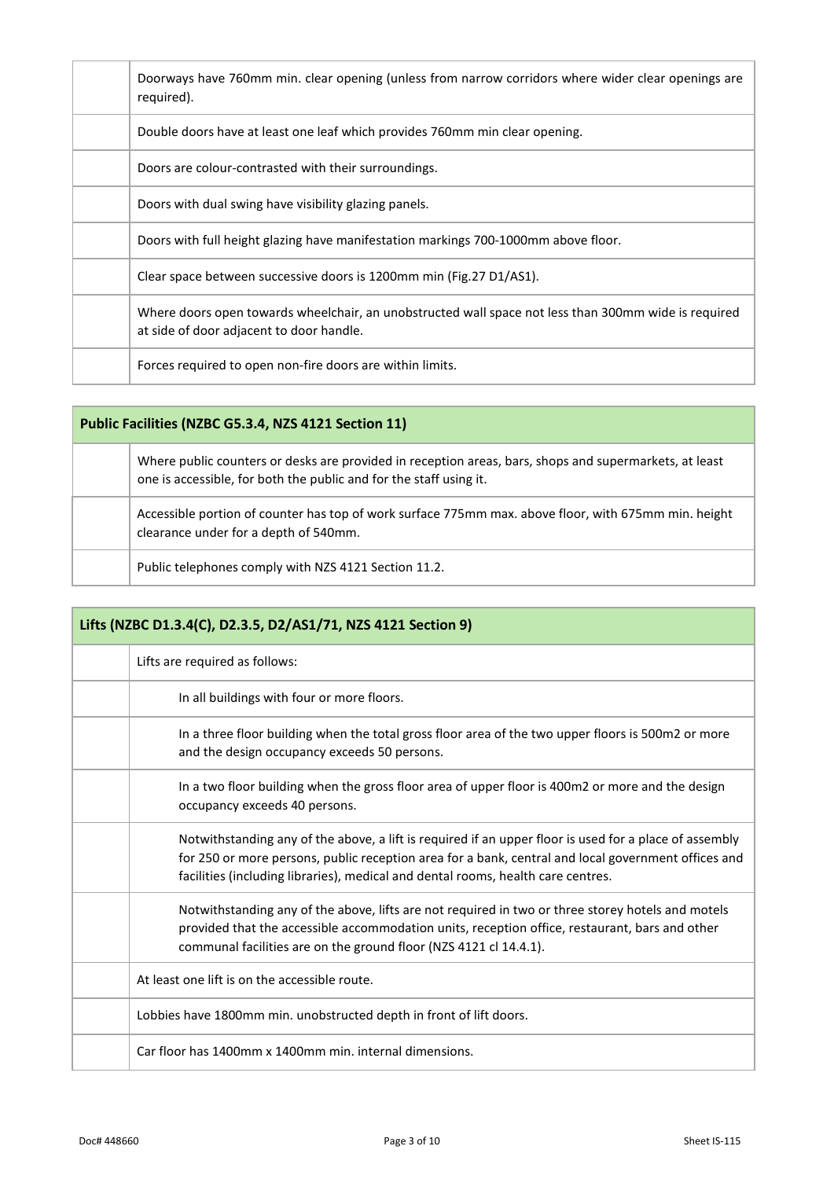| | |
|---|---|
| | Doorways have 760mm min. clear opening (unless from narrow corridors where wider clear openings are required). |
| | Double doors have at least one leaf which provides 760mm min clear opening. |
| | Doors are colour-contrasted with their surroundings. |
| | Doors with dual swing have visibility glazing panels. |
| | Doors with full height glazing have manifestation markings 700-1000mm above floor. |
| | Clear space between successive doors is 1200mm min (Fig.27 D1/AS1). |
| | Where doors open towards wheelchair, an unobstructed wall space not less than 300mm wide is required at side of door adjacent to door handle. |
| | Forces required to open non-fire doors are within limits. |

| **Public Facilities (NZBC G5.3.4, NZS 4121 Section 11)** | |
|---|---|
| | Where public counters or desks are provided in reception areas, bars, shops and supermarkets, at least one is accessible, for both the public and for the staff using it. |
| | Accessible portion of counter has top of work surface 775mm max. above floor, with 675mm min. height clearance under for a depth of 540mm. |
| | Public telephones comply with NZS 4121 Section 11.2. |

| **Lifts (NZBC D1.3.4(C), D2.3.5, D2/AS1/71, NZS 4121 Section 9)** | |
|---|---|
| | Lifts are required as follows: |
| | In all buildings with four or more floors. |
| | In a three floor building when the total gross floor area of the two upper floors is 500m2 or more and the design occupancy exceeds 50 persons. |
| | In a two floor building when the gross floor area of upper floor is 400m2 or more and the design occupancy exceeds 40 persons. |
| | Notwithstanding any of the above, a lift is required if an upper floor is used for a place of assembly for 250 or more persons, public reception area for a bank, central and local government offices and facilities (including libraries), medical and dental rooms, health care centres. |
| | Notwithstanding any of the above, lifts are not required in two or three storey hotels and motels provided that the accessible accommodation units, reception office, restaurant, bars and other communal facilities are on the ground floor (NZS 4121 cl 14.4.1). |
| | At least one lift is on the accessible route. |
| | Lobbies have 1800mm min. unobstructed depth in front of lift doors. |
| | Car floor has 1400mm x 1400mm min. internal dimensions. |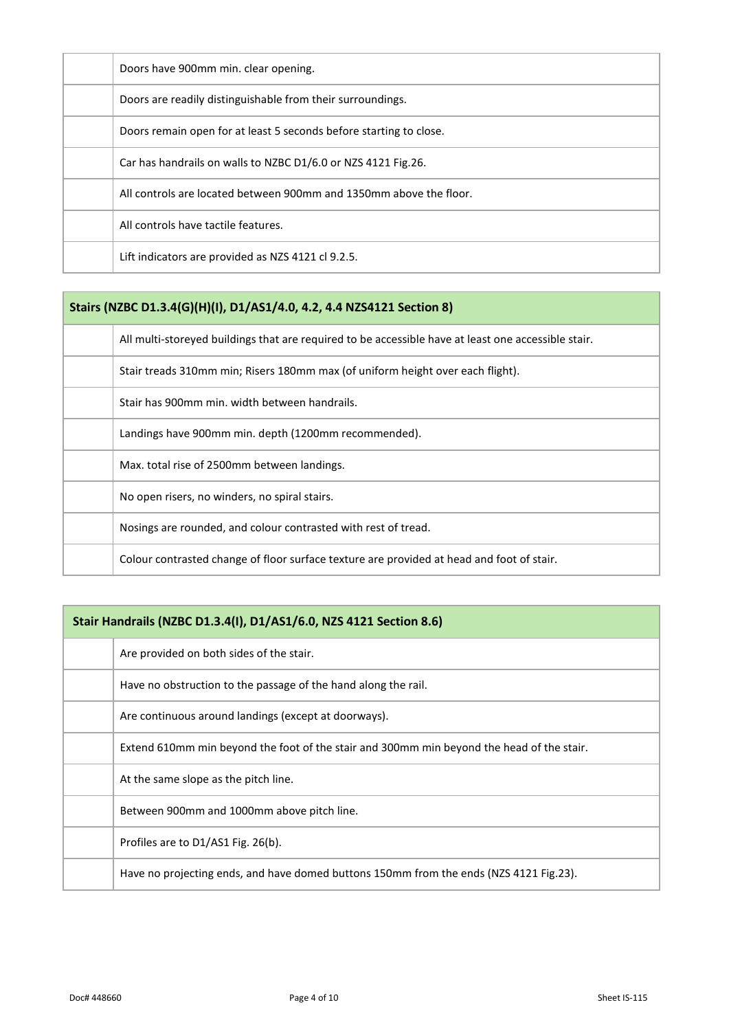| | |
|---|---|
| | Doors have 900mm min. clear opening. |
| | Doors are readily distinguishable from their surroundings. |
| | Doors remain open for at least 5 seconds before starting to close. |
| | Car has handrails on walls to NZBC D1/6.0 or NZS 4121 Fig.26. |
| | All controls are located between 900mm and 1350mm above the floor. |
| | All controls have tactile features. |
| | Lift indicators are provided as NZS 4121 cl 9.2.5. |

| **Stairs (NZBC D1.3.4(G)(H)(I), D1/AS1/4.0, 4.2, 4.4 NZS4121 Section 8)** | |
|---|---|
| | All multi-storeyed buildings that are required to be accessible have at least one accessible stair. |
| | Stair treads 310mm min; Risers 180mm max (of uniform height over each flight). |
| | Stair has 900mm min. width between handrails. |
| | Landings have 900mm min. depth (1200mm recommended). |
| | Max. total rise of 2500mm between landings. |
| | No open risers, no winders, no spiral stairs. |
| | Nosings are rounded, and colour contrasted with rest of tread. |
| | Colour contrasted change of floor surface texture are provided at head and foot of stair. |

| **Stair Handrails (NZBC D1.3.4(I), D1/AS1/6.0, NZS 4121 Section 8.6)** | |
|---|---|
| | Are provided on both sides of the stair. |
| | Have no obstruction to the passage of the hand along the rail. |
| | Are continuous around landings (except at doorways). |
| | Extend 610mm min beyond the foot of the stair and 300mm min beyond the head of the stair. |
| | At the same slope as the pitch line. |
| | Between 900mm and 1000mm above pitch line. |
| | Profiles are to D1/AS1 Fig. 26(b). |
| | Have no projecting ends, and have domed buttons 150mm from the ends (NZS 4121 Fig.23). |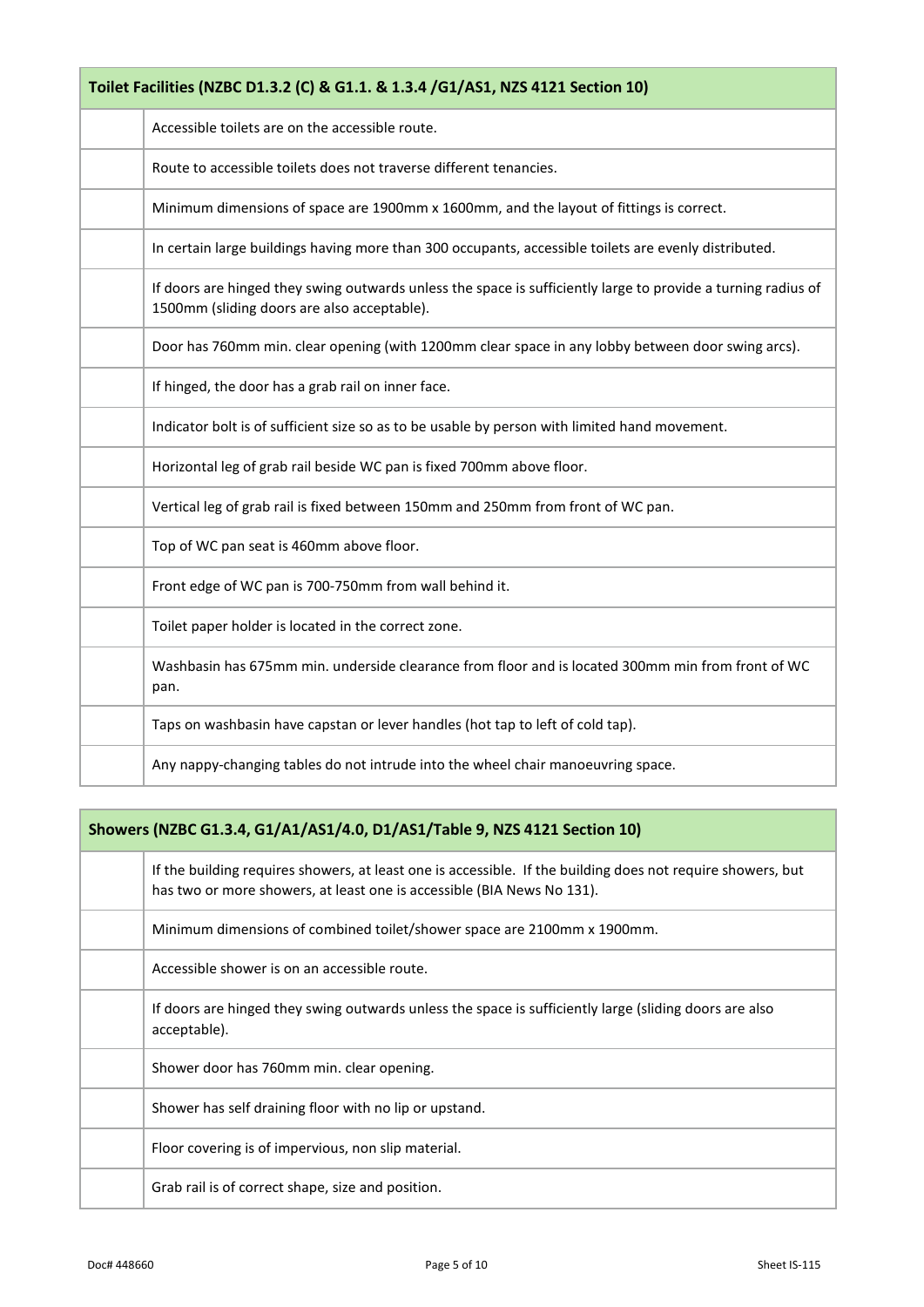| | Toilet Facilities (NZBC D1.3.2 (C) & G1.1. & 1.3.4 /G1/AS1, NZS 4121 Section 10) |
|---|---|
| | Accessible toilets are on the accessible route. |
| | Route to accessible toilets does not traverse different tenancies. |
| | Minimum dimensions of space are 1900mm x 1600mm, and the layout of fittings is correct. |
| | In certain large buildings having more than 300 occupants, accessible toilets are evenly distributed. |
| | If doors are hinged they swing outwards unless the space is sufficiently large to provide a turning radius of 1500mm (sliding doors are also acceptable). |
| | Door has 760mm min. clear opening (with 1200mm clear space in any lobby between door swing arcs). |
| | If hinged, the door has a grab rail on inner face. |
| | Indicator bolt is of sufficient size so as to be usable by person with limited hand movement. |
| | Horizontal leg of grab rail beside WC pan is fixed 700mm above floor. |
| | Vertical leg of grab rail is fixed between 150mm and 250mm from front of WC pan. |
| | Top of WC pan seat is 460mm above floor. |
| | Front edge of WC pan is 700-750mm from wall behind it. |
| | Toilet paper holder is located in the correct zone. |
| | Washbasin has 675mm min. underside clearance from floor and is located 300mm min from front of WC pan. |
| | Taps on washbasin have capstan or lever handles (hot tap to left of cold tap). |
| | Any nappy-changing tables do not intrude into the wheel chair manoeuvring space. |

| | Showers (NZBC G1.3.4, G1/A1/AS1/4.0, D1/AS1/Table 9, NZS 4121 Section 10) |
|---|---|
| | If the building requires showers, at least one is accessible. If the building does not require showers, but has two or more showers, at least one is accessible (BIA News No 131). |
| | Minimum dimensions of combined toilet/shower space are 2100mm x 1900mm. |
| | Accessible shower is on an accessible route. |
| | If doors are hinged they swing outwards unless the space is sufficiently large (sliding doors are also acceptable). |
| | Shower door has 760mm min. clear opening. |
| | Shower has self draining floor with no lip or upstand. |
| | Floor covering is of impervious, non slip material. |
| | Grab rail is of correct shape, size and position. |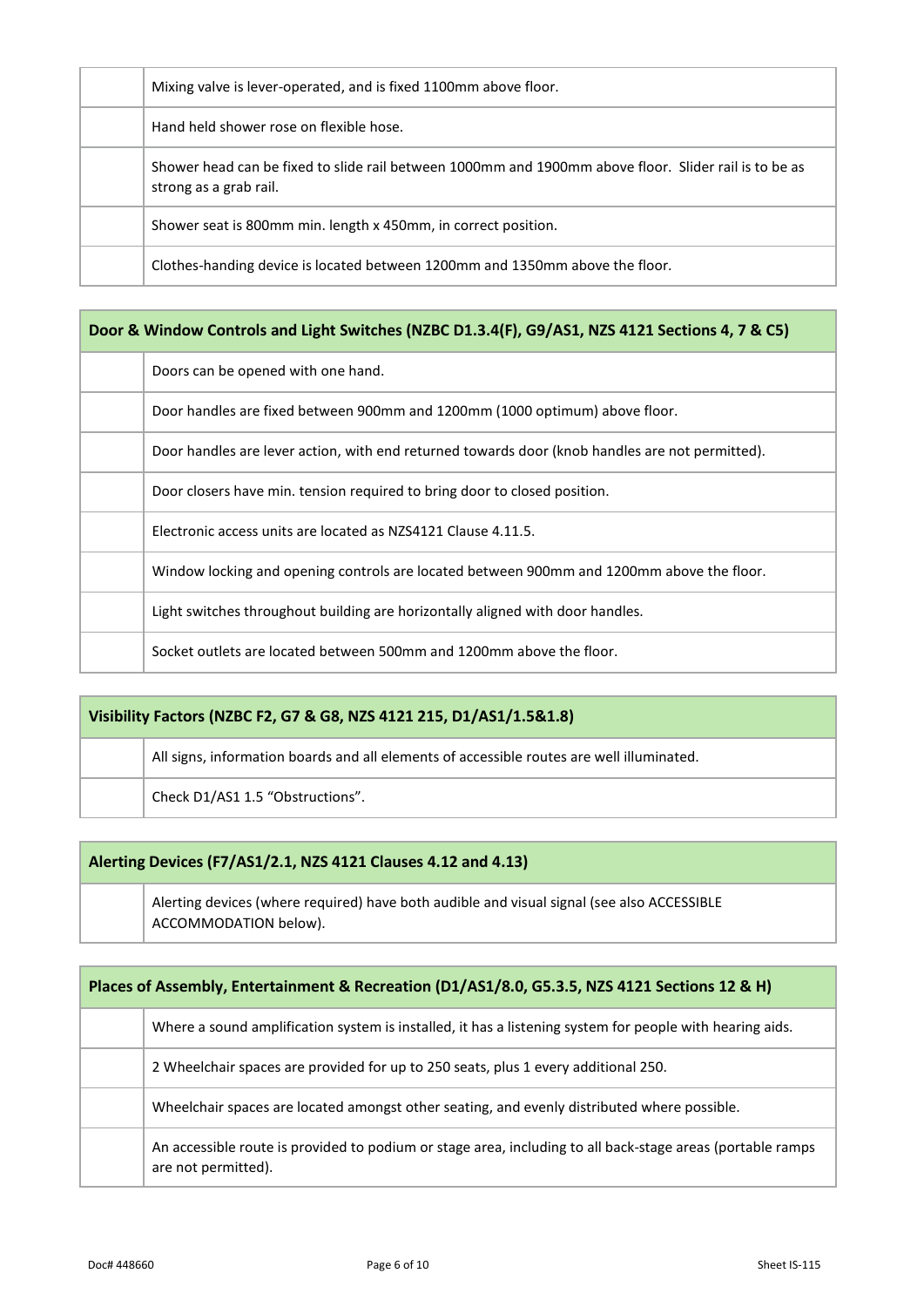| | |
|---|---|
| | Mixing valve is lever-operated, and is fixed 1100mm above floor. |
| | Hand held shower rose on flexible hose. |
| | Shower head can be fixed to slide rail between 1000mm and 1900mm above floor. Slider rail is to be as strong as a grab rail. |
| | Shower seat is 800mm min. length x 450mm, in correct position. |
| | Clothes-handing device is located between 1200mm and 1350mm above the floor. |

| **Door & Window Controls and Light Switches (NZBC D1.3.4(F), G9/AS1, NZS 4121 Sections 4, 7 & C5)** | |
|---|---|
| | Doors can be opened with one hand. |
| | Door handles are fixed between 900mm and 1200mm (1000 optimum) above floor. |
| | Door handles are lever action, with end returned towards door (knob handles are not permitted). |
| | Door closers have min. tension required to bring door to closed position. |
| | Electronic access units are located as NZS4121 Clause 4.11.5. |
| | Window locking and opening controls are located between 900mm and 1200mm above the floor. |
| | Light switches throughout building are horizontally aligned with door handles. |
| | Socket outlets are located between 500mm and 1200mm above the floor. |

| **Visibility Factors (NZBC F2, G7 & G8, NZS 4121 215, D1/AS1/1.5&1.8)** | |
|---|---|
| | All signs, information boards and all elements of accessible routes are well illuminated. |
| | Check D1/AS1 1.5 "Obstructions". |

| **Alerting Devices (F7/AS1/2.1, NZS 4121 Clauses 4.12 and 4.13)** | |
|---|---|
| | Alerting devices (where required) have both audible and visual signal (see also ACCESSIBLE ACCOMMODATION below). |

| **Places of Assembly, Entertainment & Recreation (D1/AS1/8.0, G5.3.5, NZS 4121 Sections 12 & H)** | |
|---|---|
| | Where a sound amplification system is installed, it has a listening system for people with hearing aids. |
| | 2 Wheelchair spaces are provided for up to 250 seats, plus 1 every additional 250. |
| | Wheelchair spaces are located amongst other seating, and evenly distributed where possible. |
| | An accessible route is provided to podium or stage area, including to all back-stage areas (portable ramps are not permitted). |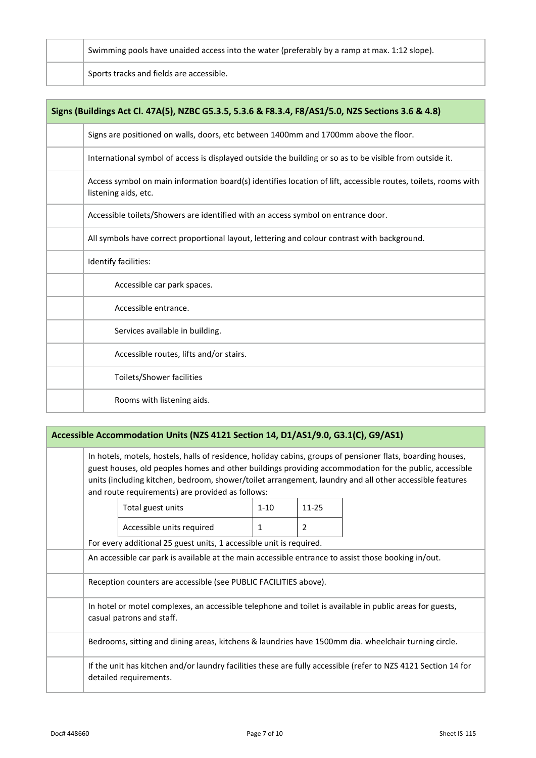| | |
|---|---|
| | Swimming pools have unaided access into the water (preferably by a ramp at max. 1:12 slope). |
| | Sports tracks and fields are accessible. |

| **Signs (Buildings Act Cl. 47A(5), NZBC G5.3.5, 5.3.6 & F8.3.4, F8/AS1/5.0, NZS Sections 3.6 & 4.8)** | |
|---|---|
| | Signs are positioned on walls, doors, etc between 1400mm and 1700mm above the floor. |
| | International symbol of access is displayed outside the building or so as to be visible from outside it. |
| | Access symbol on main information board(s) identifies location of lift, accessible routes, toilets, rooms with listening aids, etc. |
| | Accessible toilets/Showers are identified with an access symbol on entrance door. |
| | All symbols have correct proportional layout, lettering and colour contrast with background. |
| | Identify facilities: |
| | Accessible car park spaces. |
| | Accessible entrance. |
| | Services available in building. |
| | Accessible routes, lifts and/or stairs. |
| | Toilets/Shower facilities |
| | Rooms with listening aids. |

| **Accessible Accommodation Units (NZS 4121 Section 14, D1/AS1/9.0, G3.1(C), G9/AS1)** | |
|---|---|
| | In hotels, motels, hostels, halls of residence, holiday cabins, groups of pensioner flats, boarding houses, guest houses, old peoples homes and other buildings providing accommodation for the public, accessible units (including kitchen, bedroom, shower/toilet arrangement, laundry and all other accessible features and route requirements) are provided as follows: |

| Total guest units | 1-10 | 11-25 |
|---|---|---|
| Accessible units required | 1 | 2 |

For every additional 25 guest units, 1 accessible unit is required.

| | |
|---|---|
| | An accessible car park is available at the main accessible entrance to assist those booking in/out. |
| | Reception counters are accessible (see PUBLIC FACILITIES above). |
| | In hotel or motel complexes, an accessible telephone and toilet is available in public areas for guests, casual patrons and staff. |
| | Bedrooms, sitting and dining areas, kitchens & laundries have 1500mm dia. wheelchair turning circle. |
| | If the unit has kitchen and/or laundry facilities these are fully accessible (refer to NZS 4121 Section 14 for detailed requirements. |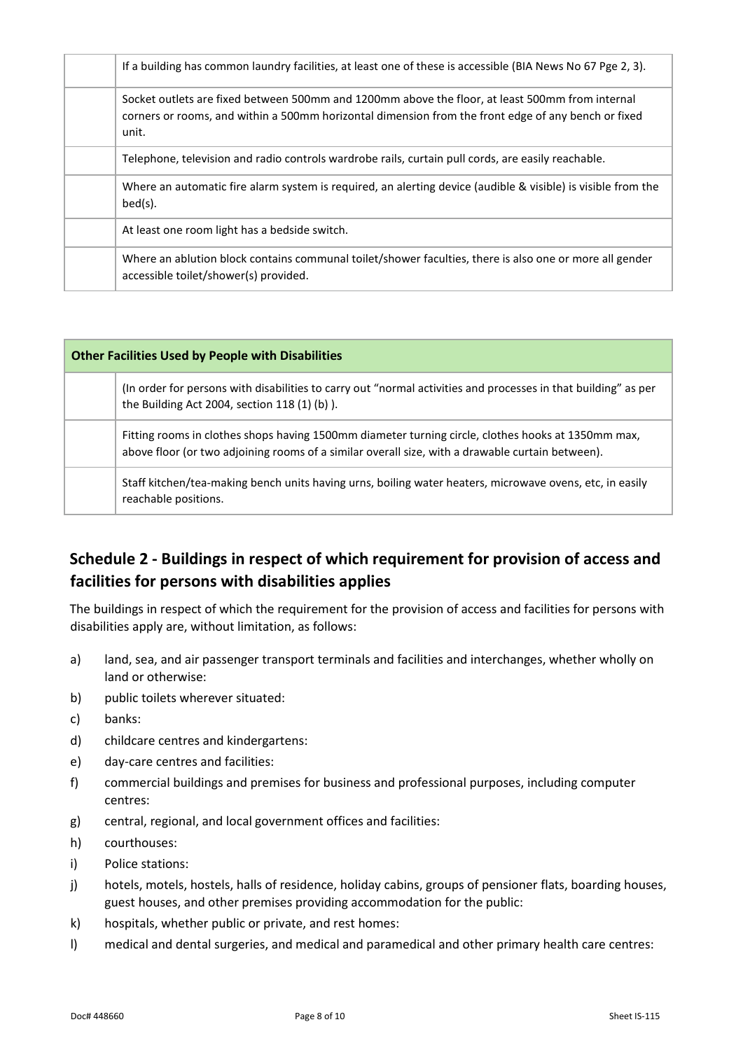| | |
|---|---|
| | If a building has common laundry facilities, at least one of these is accessible (BIA News No 67 Pge 2, 3). |
| | Socket outlets are fixed between 500mm and 1200mm above the floor, at least 500mm from internal corners or rooms, and within a 500mm horizontal dimension from the front edge of any bench or fixed unit. |
| | Telephone, television and radio controls wardrobe rails, curtain pull cords, are easily reachable. |
| | Where an automatic fire alarm system is required, an alerting device (audible & visible) is visible from the bed(s). |
| | At least one room light has a bedside switch. |
| | Where an ablution block contains communal toilet/shower faculties, there is also one or more all gender accessible toilet/shower(s) provided. |

| **Other Facilities Used by People with Disabilities** | |
|---|---|
| | (In order for persons with disabilities to carry out "normal activities and processes in that building" as per the Building Act 2004, section 118 (1) (b) ). |
| | Fitting rooms in clothes shops having 1500mm diameter turning circle, clothes hooks at 1350mm max, above floor (or two adjoining rooms of a similar overall size, with a drawable curtain between). |
| | Staff kitchen/tea-making bench units having urns, boiling water heaters, microwave ovens, etc, in easily reachable positions. |

## Schedule 2 - Buildings in respect of which requirement for provision of access and facilities for persons with disabilities applies

The buildings in respect of which the requirement for the provision of access and facilities for persons with disabilities apply are, without limitation, as follows:

a) land, sea, and air passenger transport terminals and facilities and interchanges, whether wholly on land or otherwise:

b) public toilets wherever situated:

c) banks:

d) childcare centres and kindergartens:

e) day-care centres and facilities:

f) commercial buildings and premises for business and professional purposes, including computer centres:

g) central, regional, and local government offices and facilities:

h) courthouses:

i) Police stations:

j) hotels, motels, hostels, halls of residence, holiday cabins, groups of pensioner flats, boarding houses, guest houses, and other premises providing accommodation for the public:

k) hospitals, whether public or private, and rest homes:

l) medical and dental surgeries, and medical and paramedical and other primary health care centres: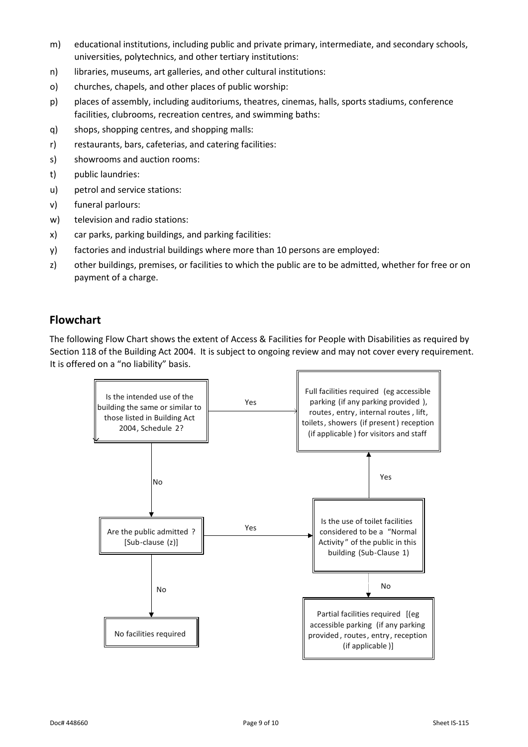m) educational institutions, including public and private primary, intermediate, and secondary schools, universities, polytechnics, and other tertiary institutions:

n) libraries, museums, art galleries, and other cultural institutions:

o) churches, chapels, and other places of public worship:

p) places of assembly, including auditoriums, theatres, cinemas, halls, sports stadiums, conference facilities, clubrooms, recreation centres, and swimming baths:

q) shops, shopping centres, and shopping malls:

r) restaurants, bars, cafeterias, and catering facilities:

s) showrooms and auction rooms:

t) public laundries:

u) petrol and service stations:

v) funeral parlours:

w) television and radio stations:

x) car parks, parking buildings, and parking facilities:

y) factories and industrial buildings where more than 10 persons are employed:

z) other buildings, premises, or facilities to which the public are to be admitted, whether for free or on payment of a charge.

## Flowchart

The following Flow Chart shows the extent of Access & Facilities for People with Disabilities as required by Section 118 of the Building Act 2004. It is subject to ongoing review and may not cover every requirement. It is offered on a "no liability" basis.

Is the intended use of the building the same or similar to those listed in Building Act 2004, Schedule 2?

- Yes → Full facilities required (eg accessible parking (if any parking provided), routes, entry, internal routes, lift, toilets, showers (if present) reception (if applicable) for visitors and staff
- No → Are the public admitted? [Sub-clause (z)]
  - No → No facilities required
  - Yes → Is the use of toilet facilities considered to be a "Normal Activity" of the public in this building (Sub-Clause 1)
    - Yes → Full facilities required (eg accessible parking (if any parking provided), routes, entry, internal routes, lift, toilets, showers (if present) reception (if applicable) for visitors and staff
    - No → Partial facilities required [(eg accessible parking (if any parking provided, routes, entry, reception (if applicable)]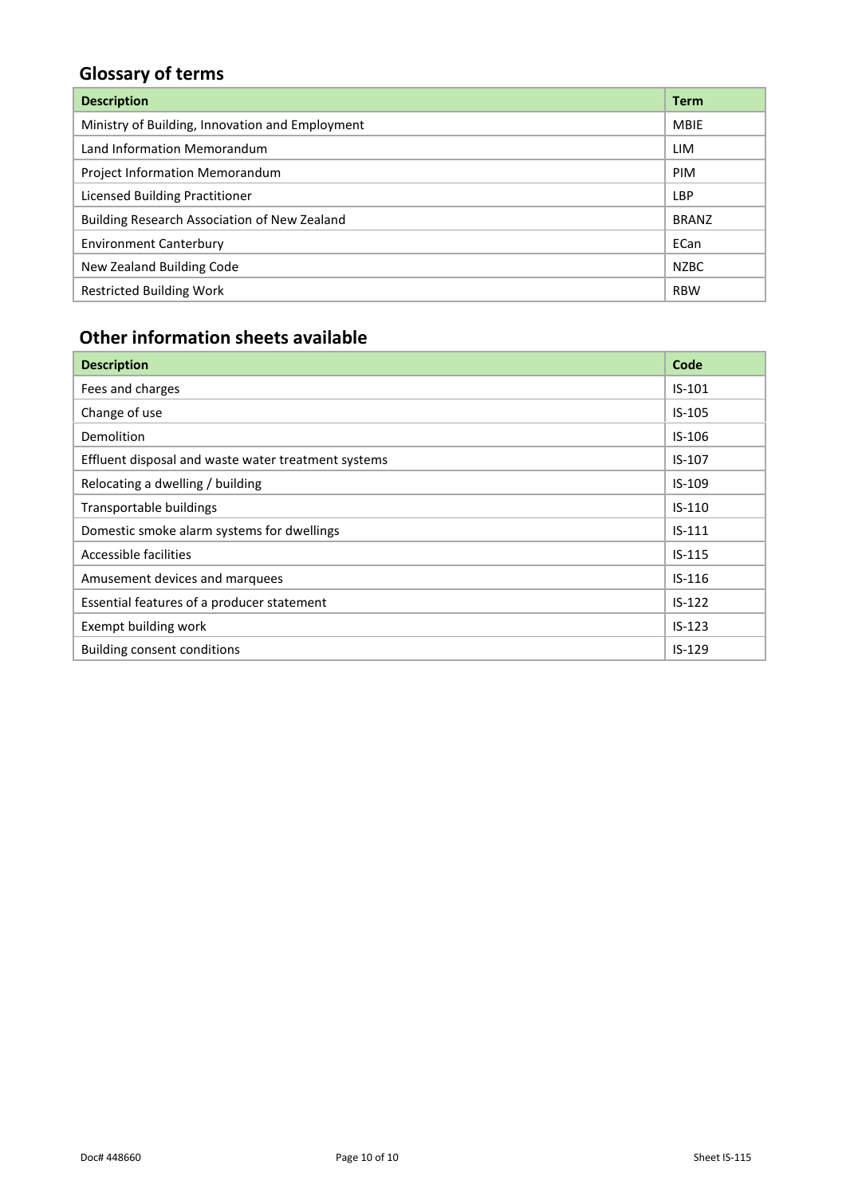## Glossary of terms

| Description | Term |
| --- | --- |
| Ministry of Building, Innovation and Employment | MBIE |
| Land Information Memorandum | LIM |
| Project Information Memorandum | PIM |
| Licensed Building Practitioner | LBP |
| Building Research Association of New Zealand | BRANZ |
| Environment Canterbury | ECan |
| New Zealand Building Code | NZBC |
| Restricted Building Work | RBW |

## Other information sheets available

| Description | Code |
| --- | --- |
| Fees and charges | IS-101 |
| Change of use | IS-105 |
| Demolition | IS-106 |
| Effluent disposal and waste water treatment systems | IS-107 |
| Relocating a dwelling / building | IS-109 |
| Transportable buildings | IS-110 |
| Domestic smoke alarm systems for dwellings | IS-111 |
| Accessible facilities | IS-115 |
| Amusement devices and marquees | IS-116 |
| Essential features of a producer statement | IS-122 |
| Exempt building work | IS-123 |
| Building consent conditions | IS-129 |